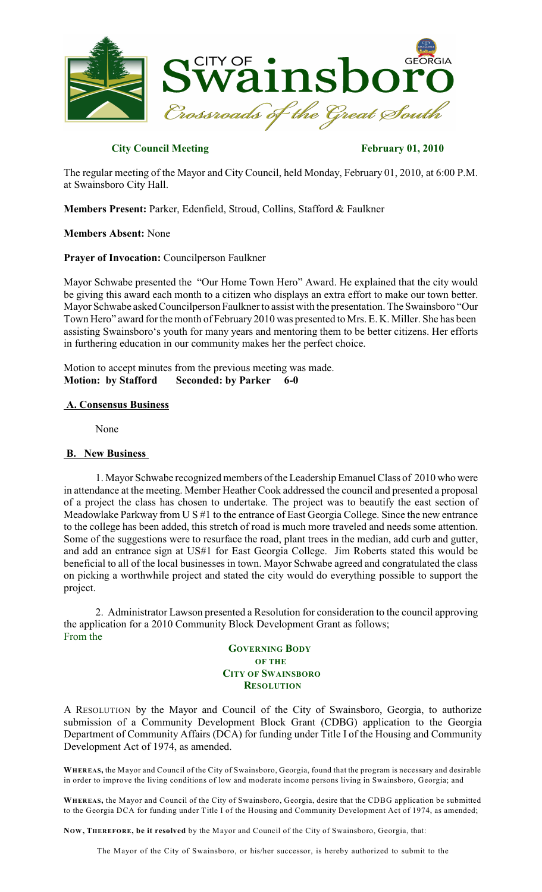CITY OF Swainsboro GEORGIA

*Crossroads of the Great South*

**City Council Meeting** **February 01, 2010**

The regular meeting of the Mayor and City Council, held Monday, February 01, 2010, at 6:00 P.M. at Swainsboro City Hall.

**Members Present:** Parker, Edenfield, Stroud, Collins, Stafford & Faulkner

**Members Absent:** None

**Prayer of Invocation:** Councilperson Faulkner

Mayor Schwabe presented the "Our Home Town Hero" Award. He explained that the city would be giving this award each month to a citizen who displays an extra effort to make our town better. Mayor Schwabe asked Councilperson Faulkner to assist with the presentation. The Swainsboro "Our Town Hero" award for the month of February 2010 was presented to Mrs. E. K. Miller. She has been assisting Swainsboro's youth for many years and mentoring them to be better citizens. Her efforts in furthering education in our community makes her the perfect choice.

Motion to accept minutes from the previous meeting was made.
**Motion: by Stafford Seconded: by Parker 6-0**

**A. Consensus Business**

None

**B. New Business**

1. Mayor Schwabe recognized members of the Leadership Emanuel Class of 2010 who were in attendance at the meeting. Member Heather Cook addressed the council and presented a proposal of a project the class has chosen to undertake. The project was to beautify the east section of Meadowlake Parkway from U S #1 to the entrance of East Georgia College. Since the new entrance to the college has been added, this stretch of road is much more traveled and needs some attention. Some of the suggestions were to resurface the road, plant trees in the median, add curb and gutter, and add an entrance sign at US#1 for East Georgia College. Jim Roberts stated this would be beneficial to all of the local businesses in town. Mayor Schwabe agreed and congratulated the class on picking a worthwhile project and stated the city would do everything possible to support the project.

2. Administrator Lawson presented a Resolution for consideration to the council approving the application for a 2010 Community Block Development Grant as follows;
From the

**GOVERNING BODY**
**OF THE**
**CITY OF SWAINSBORO**
**RESOLUTION**

A RESOLUTION by the Mayor and Council of the City of Swainsboro, Georgia, to authorize submission of a Community Development Block Grant (CDBG) application to the Georgia Department of Community Affairs (DCA) for funding under Title I of the Housing and Community Development Act of 1974, as amended.

**WHEREAS,** the Mayor and Council of the City of Swainsboro, Georgia, found that the program is necessary and desirable in order to improve the living conditions of low and moderate income persons living in Swainsboro, Georgia; and

**WHEREAS,** the Mayor and Council of the City of Swainsboro, Georgia, desire that the CDBG application be submitted to the Georgia DCA for funding under Title I of the Housing and Community Development Act of 1974, as amended;

**NOW, THEREFORE, be it resolved** by the Mayor and Council of the City of Swainsboro, Georgia, that:

The Mayor of the City of Swainsboro, or his/her successor, is hereby authorized to submit to the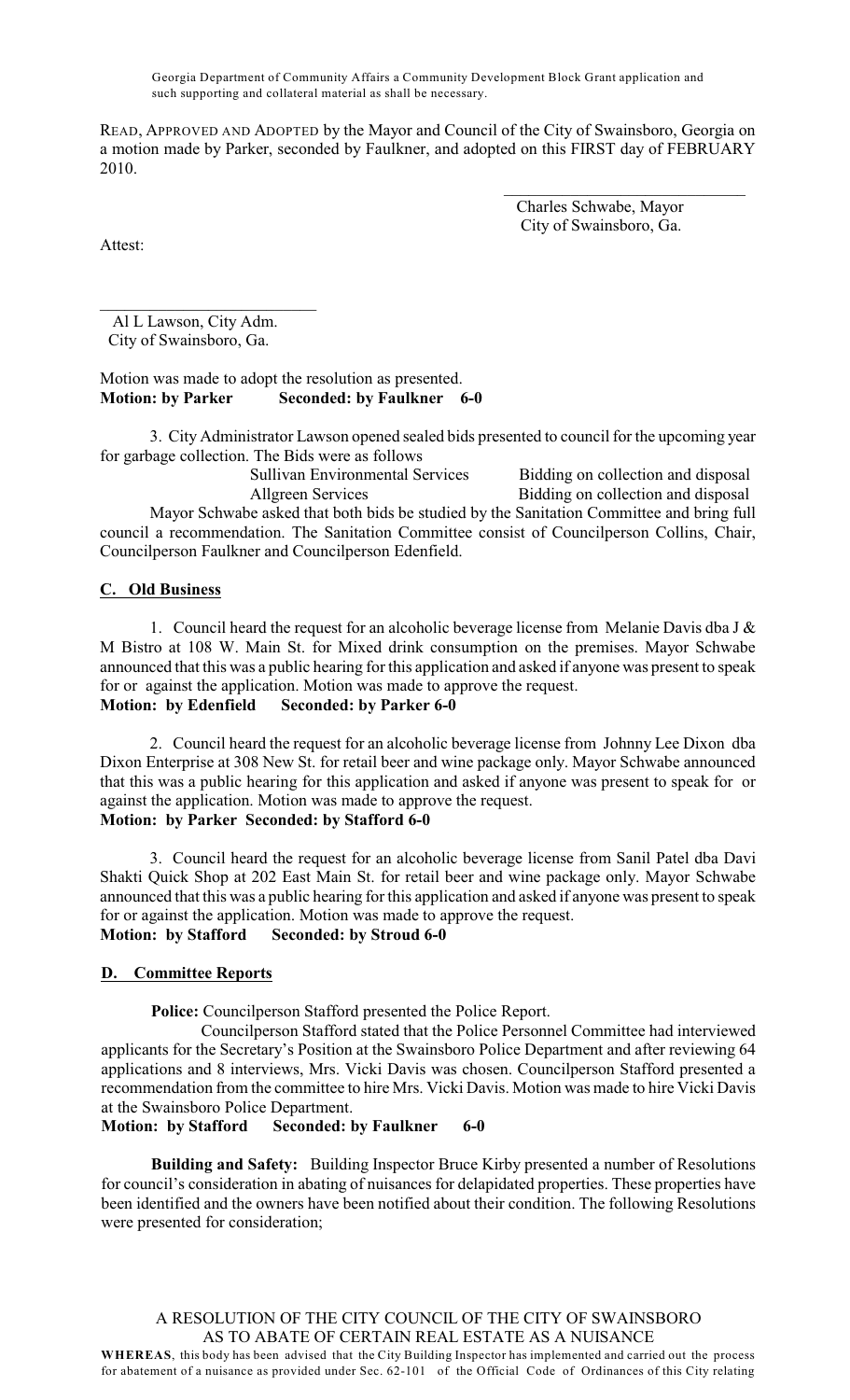Georgia Department of Community Affairs a Community Development Block Grant application and such supporting and collateral material as shall be necessary.

READ, APPROVED AND ADOPTED by the Mayor and Council of the City of Swainsboro, Georgia on a motion made by Parker, seconded by Faulkner, and adopted on this FIRST day of FEBRUARY 2010.

\_\_\_\_\_\_\_\_\_\_\_\_\_\_\_\_\_\_\_\_\_\_\_\_\_\_\_\_\_\_
Charles Schwabe, Mayor
City of Swainsboro, Ga.

Attest:

\_\_\_\_\_\_\_\_\_\_\_\_\_\_\_\_\_\_\_\_\_\_\_\_\_\_\_\_\_\_
Al L Lawson, City Adm.
City of Swainsboro, Ga.

Motion was made to adopt the resolution as presented.
**Motion: by Parker Seconded: by Faulkner 6-0**

3. City Administrator Lawson opened sealed bids presented to council for the upcoming year for garbage collection. The Bids were as follows

Sullivan Environmental Services — Bidding on collection and disposal
Allgreen Services — Bidding on collection and disposal

Mayor Schwabe asked that both bids be studied by the Sanitation Committee and bring full council a recommendation. The Sanitation Committee consist of Councilperson Collins, Chair, Councilperson Faulkner and Councilperson Edenfield.

## C. Old Business

1. Council heard the request for an alcoholic beverage license from Melanie Davis dba J & M Bistro at 108 W. Main St. for Mixed drink consumption on the premises. Mayor Schwabe announced that this was a public hearing for this application and asked if anyone was present to speak for or against the application. Motion was made to approve the request.
**Motion: by Edenfield Seconded: by Parker 6-0**

2. Council heard the request for an alcoholic beverage license from Johnny Lee Dixon dba Dixon Enterprise at 308 New St. for retail beer and wine package only. Mayor Schwabe announced that this was a public hearing for this application and asked if anyone was present to speak for or against the application. Motion was made to approve the request.
**Motion: by Parker Seconded: by Stafford 6-0**

3. Council heard the request for an alcoholic beverage license from Sanil Patel dba Davi Shakti Quick Shop at 202 East Main St. for retail beer and wine package only. Mayor Schwabe announced that this was a public hearing for this application and asked if anyone was present to speak for or against the application. Motion was made to approve the request.
**Motion: by Stafford Seconded: by Stroud 6-0**

## D. Committee Reports

**Police:** Councilperson Stafford presented the Police Report.

Councilperson Stafford stated that the Police Personnel Committee had interviewed applicants for the Secretary's Position at the Swainsboro Police Department and after reviewing 64 applications and 8 interviews, Mrs. Vicki Davis was chosen. Councilperson Stafford presented a recommendation from the committee to hire Mrs. Vicki Davis. Motion was made to hire Vicki Davis at the Swainsboro Police Department.
**Motion: by Stafford Seconded: by Faulkner 6-0**

**Building and Safety:** Building Inspector Bruce Kirby presented a number of Resolutions for council's consideration in abating of nuisances for delapidated properties. These properties have been identified and the owners have been notified about their condition. The following Resolutions were presented for consideration;

A RESOLUTION OF THE CITY COUNCIL OF THE CITY OF SWAINSBORO AS TO ABATE OF CERTAIN REAL ESTATE AS A NUISANCE

**WHEREAS**, this body has been advised that the City Building Inspector has implemented and carried out the process for abatement of a nuisance as provided under Sec. 62-101 of the Official Code of Ordinances of this City relating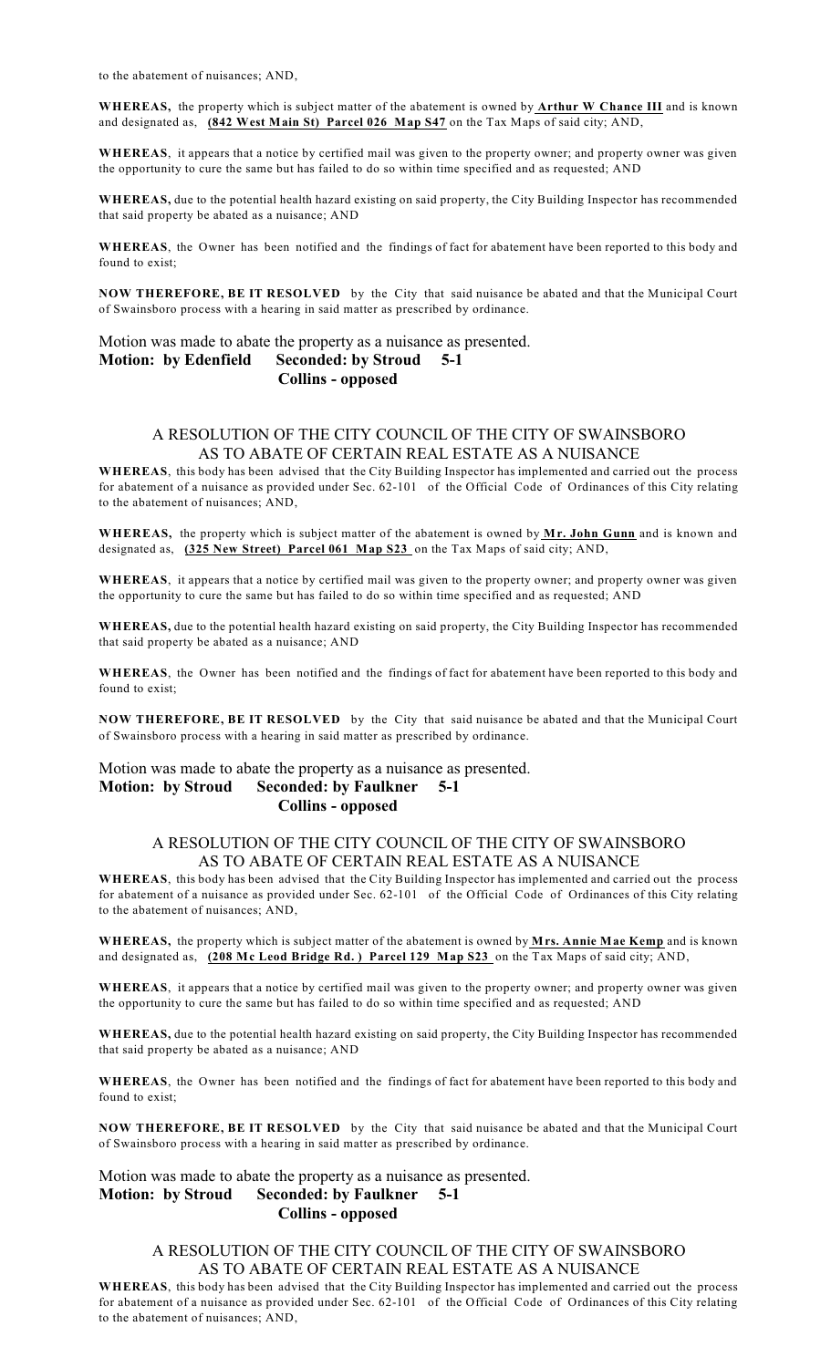to the abatement of nuisances; AND,

**WHEREAS,** the property which is subject matter of the abatement is owned by **Arthur W Chance III** and is known and designated as, **(842 West Main St) Parcel 026 Map S47** on the Tax Maps of said city; AND,

**WHEREAS**, it appears that a notice by certified mail was given to the property owner; and property owner was given the opportunity to cure the same but has failed to do so within time specified and as requested; AND

**WHEREAS,** due to the potential health hazard existing on said property, the City Building Inspector has recommended that said property be abated as a nuisance; AND

**WHEREAS**, the Owner has been notified and the findings of fact for abatement have been reported to this body and found to exist;

**NOW THEREFORE, BE IT RESOLVED** by the City that said nuisance be abated and that the Municipal Court of Swainsboro process with a hearing in said matter as prescribed by ordinance.

Motion was made to abate the property as a nuisance as presented.
**Motion: by Edenfield Seconded: by Stroud 5-1**
**Collins - opposed**

## A RESOLUTION OF THE CITY COUNCIL OF THE CITY OF SWAINSBORO AS TO ABATE OF CERTAIN REAL ESTATE AS A NUISANCE

**WHEREAS**, this body has been advised that the City Building Inspector has implemented and carried out the process for abatement of a nuisance as provided under Sec. 62-101 of the Official Code of Ordinances of this City relating to the abatement of nuisances; AND,

**WHEREAS,** the property which is subject matter of the abatement is owned by **Mr. John Gunn** and is known and designated as, **(325 New Street) Parcel 061 Map S23** on the Tax Maps of said city; AND,

**WHEREAS**, it appears that a notice by certified mail was given to the property owner; and property owner was given the opportunity to cure the same but has failed to do so within time specified and as requested; AND

**WHEREAS,** due to the potential health hazard existing on said property, the City Building Inspector has recommended that said property be abated as a nuisance; AND

**WHEREAS**, the Owner has been notified and the findings of fact for abatement have been reported to this body and found to exist;

**NOW THEREFORE, BE IT RESOLVED** by the City that said nuisance be abated and that the Municipal Court of Swainsboro process with a hearing in said matter as prescribed by ordinance.

Motion was made to abate the property as a nuisance as presented.
**Motion: by Stroud Seconded: by Faulkner 5-1**
**Collins - opposed**

## A RESOLUTION OF THE CITY COUNCIL OF THE CITY OF SWAINSBORO AS TO ABATE OF CERTAIN REAL ESTATE AS A NUISANCE

**WHEREAS**, this body has been advised that the City Building Inspector has implemented and carried out the process for abatement of a nuisance as provided under Sec. 62-101 of the Official Code of Ordinances of this City relating to the abatement of nuisances; AND,

**WHEREAS,** the property which is subject matter of the abatement is owned by **Mrs. Annie Mae Kemp** and is known and designated as, **(208 Mc Leod Bridge Rd. ) Parcel 129 Map S23** on the Tax Maps of said city; AND,

**WHEREAS**, it appears that a notice by certified mail was given to the property owner; and property owner was given the opportunity to cure the same but has failed to do so within time specified and as requested; AND

**WHEREAS,** due to the potential health hazard existing on said property, the City Building Inspector has recommended that said property be abated as a nuisance; AND

**WHEREAS**, the Owner has been notified and the findings of fact for abatement have been reported to this body and found to exist;

**NOW THEREFORE, BE IT RESOLVED** by the City that said nuisance be abated and that the Municipal Court of Swainsboro process with a hearing in said matter as prescribed by ordinance.

Motion was made to abate the property as a nuisance as presented.
**Motion: by Stroud Seconded: by Faulkner 5-1**
**Collins - opposed**

## A RESOLUTION OF THE CITY COUNCIL OF THE CITY OF SWAINSBORO AS TO ABATE OF CERTAIN REAL ESTATE AS A NUISANCE

**WHEREAS**, this body has been advised that the City Building Inspector has implemented and carried out the process for abatement of a nuisance as provided under Sec. 62-101 of the Official Code of Ordinances of this City relating to the abatement of nuisances; AND,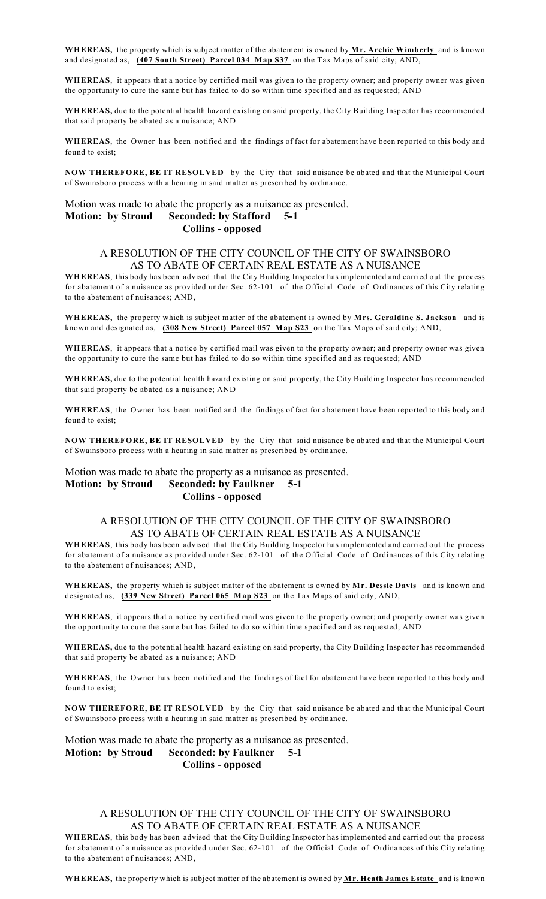**WHEREAS,** the property which is subject matter of the abatement is owned by **Mr. Archie Wimberly** and is known and designated as, **(407 South Street) Parcel 034 Map S37** on the Tax Maps of said city; AND,

**WHEREAS**, it appears that a notice by certified mail was given to the property owner; and property owner was given the opportunity to cure the same but has failed to do so within time specified and as requested; AND

**WHEREAS,** due to the potential health hazard existing on said property, the City Building Inspector has recommended that said property be abated as a nuisance; AND

**WHEREAS**, the Owner has been notified and the findings of fact for abatement have been reported to this body and found to exist;

**NOW THEREFORE, BE IT RESOLVED** by the City that said nuisance be abated and that the Municipal Court of Swainsboro process with a hearing in said matter as prescribed by ordinance.

Motion was made to abate the property as a nuisance as presented.
**Motion: by Stroud Seconded: by Stafford 5-1**
**Collins - opposed**

A RESOLUTION OF THE CITY COUNCIL OF THE CITY OF SWAINSBORO AS TO ABATE OF CERTAIN REAL ESTATE AS A NUISANCE

**WHEREAS**, this body has been advised that the City Building Inspector has implemented and carried out the process for abatement of a nuisance as provided under Sec. 62-101 of the Official Code of Ordinances of this City relating to the abatement of nuisances; AND,

**WHEREAS,** the property which is subject matter of the abatement is owned by **Mrs. Geraldine S. Jackson** and is known and designated as, **(308 New Street) Parcel 057 Map S23** on the Tax Maps of said city; AND,

**WHEREAS**, it appears that a notice by certified mail was given to the property owner; and property owner was given the opportunity to cure the same but has failed to do so within time specified and as requested; AND

**WHEREAS,** due to the potential health hazard existing on said property, the City Building Inspector has recommended that said property be abated as a nuisance; AND

**WHEREAS**, the Owner has been notified and the findings of fact for abatement have been reported to this body and found to exist;

**NOW THEREFORE, BE IT RESOLVED** by the City that said nuisance be abated and that the Municipal Court of Swainsboro process with a hearing in said matter as prescribed by ordinance.

Motion was made to abate the property as a nuisance as presented.
**Motion: by Stroud Seconded: by Faulkner 5-1**
**Collins - opposed**

A RESOLUTION OF THE CITY COUNCIL OF THE CITY OF SWAINSBORO AS TO ABATE OF CERTAIN REAL ESTATE AS A NUISANCE

**WHEREAS**, this body has been advised that the City Building Inspector has implemented and carried out the process for abatement of a nuisance as provided under Sec. 62-101 of the Official Code of Ordinances of this City relating to the abatement of nuisances; AND,

**WHEREAS,** the property which is subject matter of the abatement is owned by **Mr. Dessie Davis** and is known and designated as, **(339 New Street) Parcel 065 Map S23** on the Tax Maps of said city; AND,

**WHEREAS**, it appears that a notice by certified mail was given to the property owner; and property owner was given the opportunity to cure the same but has failed to do so within time specified and as requested; AND

**WHEREAS,** due to the potential health hazard existing on said property, the City Building Inspector has recommended that said property be abated as a nuisance; AND

**WHEREAS**, the Owner has been notified and the findings of fact for abatement have been reported to this body and found to exist;

**NOW THEREFORE, BE IT RESOLVED** by the City that said nuisance be abated and that the Municipal Court of Swainsboro process with a hearing in said matter as prescribed by ordinance.

Motion was made to abate the property as a nuisance as presented.
**Motion: by Stroud Seconded: by Faulkner 5-1**
**Collins - opposed**

A RESOLUTION OF THE CITY COUNCIL OF THE CITY OF SWAINSBORO AS TO ABATE OF CERTAIN REAL ESTATE AS A NUISANCE

**WHEREAS**, this body has been advised that the City Building Inspector has implemented and carried out the process for abatement of a nuisance as provided under Sec. 62-101 of the Official Code of Ordinances of this City relating to the abatement of nuisances; AND,

**WHEREAS,** the property which is subject matter of the abatement is owned by **Mr. Heath James Estate** and is known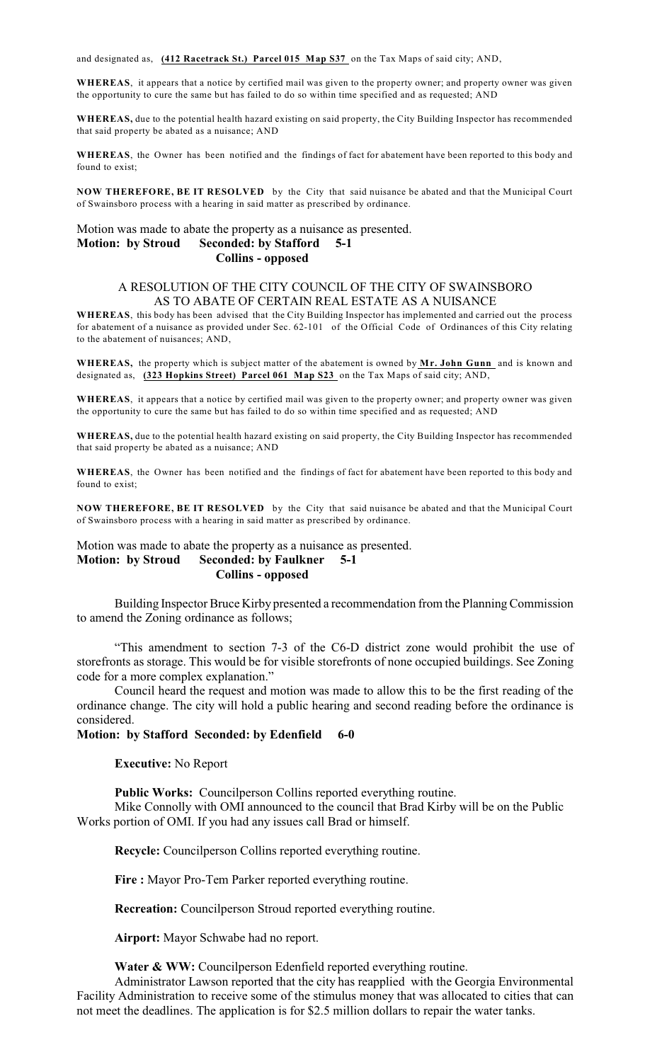and designated as, **(412 Racetrack St.) Parcel 015 Map S37** on the Tax Maps of said city; AND,

**WHEREAS**, it appears that a notice by certified mail was given to the property owner; and property owner was given the opportunity to cure the same but has failed to do so within time specified and as requested; AND

**WHEREAS,** due to the potential health hazard existing on said property, the City Building Inspector has recommended that said property be abated as a nuisance; AND

**WHEREAS**, the Owner has been notified and the findings of fact for abatement have been reported to this body and found to exist;

**NOW THEREFORE, BE IT RESOLVED** by the City that said nuisance be abated and that the Municipal Court of Swainsboro process with a hearing in said matter as prescribed by ordinance.

Motion was made to abate the property as a nuisance as presented.
**Motion: by Stroud Seconded: by Stafford 5-1**
**Collins - opposed**

A RESOLUTION OF THE CITY COUNCIL OF THE CITY OF SWAINSBORO AS TO ABATE OF CERTAIN REAL ESTATE AS A NUISANCE

**WHEREAS**, this body has been advised that the City Building Inspector has implemented and carried out the process for abatement of a nuisance as provided under Sec. 62-101 of the Official Code of Ordinances of this City relating to the abatement of nuisances; AND,

**WHEREAS,** the property which is subject matter of the abatement is owned by **Mr. John Gunn** and is known and designated as, **(323 Hopkins Street) Parcel 061 Map S23** on the Tax Maps of said city; AND,

**WHEREAS**, it appears that a notice by certified mail was given to the property owner; and property owner was given the opportunity to cure the same but has failed to do so within time specified and as requested; AND

**WHEREAS,** due to the potential health hazard existing on said property, the City Building Inspector has recommended that said property be abated as a nuisance; AND

**WHEREAS**, the Owner has been notified and the findings of fact for abatement have been reported to this body and found to exist;

**NOW THEREFORE, BE IT RESOLVED** by the City that said nuisance be abated and that the Municipal Court of Swainsboro process with a hearing in said matter as prescribed by ordinance.

Motion was made to abate the property as a nuisance as presented.
**Motion: by Stroud Seconded: by Faulkner 5-1**
**Collins - opposed**

Building Inspector Bruce Kirby presented a recommendation from the Planning Commission to amend the Zoning ordinance as follows;

"This amendment to section 7-3 of the C6-D district zone would prohibit the use of storefronts as storage. This would be for visible storefronts of none occupied buildings. See Zoning code for a more complex explanation."

Council heard the request and motion was made to allow this to be the first reading of the ordinance change. The city will hold a public hearing and second reading before the ordinance is considered.

**Motion: by Stafford Seconded: by Edenfield 6-0**

**Executive:** No Report

**Public Works:** Councilperson Collins reported everything routine.

Mike Connolly with OMI announced to the council that Brad Kirby will be on the Public Works portion of OMI. If you had any issues call Brad or himself.

**Recycle:** Councilperson Collins reported everything routine.

**Fire :** Mayor Pro-Tem Parker reported everything routine.

**Recreation:** Councilperson Stroud reported everything routine.

**Airport:** Mayor Schwabe had no report.

**Water & WW:** Councilperson Edenfield reported everything routine.

Administrator Lawson reported that the city has reapplied with the Georgia Environmental Facility Administration to receive some of the stimulus money that was allocated to cities that can not meet the deadlines. The application is for $2.5 million dollars to repair the water tanks.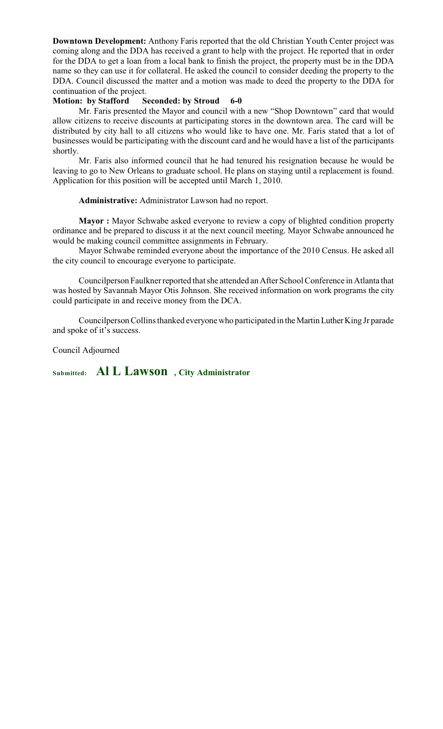**Downtown Development:** Anthony Faris reported that the old Christian Youth Center project was coming along and the DDA has received a grant to help with the project. He reported that in order for the DDA to get a loan from a local bank to finish the project, the property must be in the DDA name so they can use it for collateral. He asked the council to consider deeding the property to the DDA. Council discussed the matter and a motion was made to deed the property to the DDA for continuation of the project.

**Motion: by Stafford Seconded: by Stroud 6-0**

Mr. Faris presented the Mayor and council with a new "Shop Downtown" card that would allow citizens to receive discounts at participating stores in the downtown area. The card will be distributed by city hall to all citizens who would like to have one. Mr. Faris stated that a lot of businesses would be participating with the discount card and he would have a list of the participants shortly.

Mr. Faris also informed council that he had tenured his resignation because he would be leaving to go to New Orleans to graduate school. He plans on staying until a replacement is found. Application for this position will be accepted until March 1, 2010.

**Administrative:** Administrator Lawson had no report.

**Mayor :** Mayor Schwabe asked everyone to review a copy of blighted condition property ordinance and be prepared to discuss it at the next council meeting. Mayor Schwabe announced he would be making council committee assignments in February.

Mayor Schwabe reminded everyone about the importance of the 2010 Census. He asked all the city council to encourage everyone to participate.

Councilperson Faulkner reported that she attended an After School Conference in Atlanta that was hosted by Savannah Mayor Otis Johnson. She received information on work programs the city could participate in and receive money from the DCA.

Councilperson Collins thanked everyone who participated in the Martin Luther King Jr parade and spoke of it's success.

Council Adjourned

**Submitted: Al L Lawson , City Administrator**